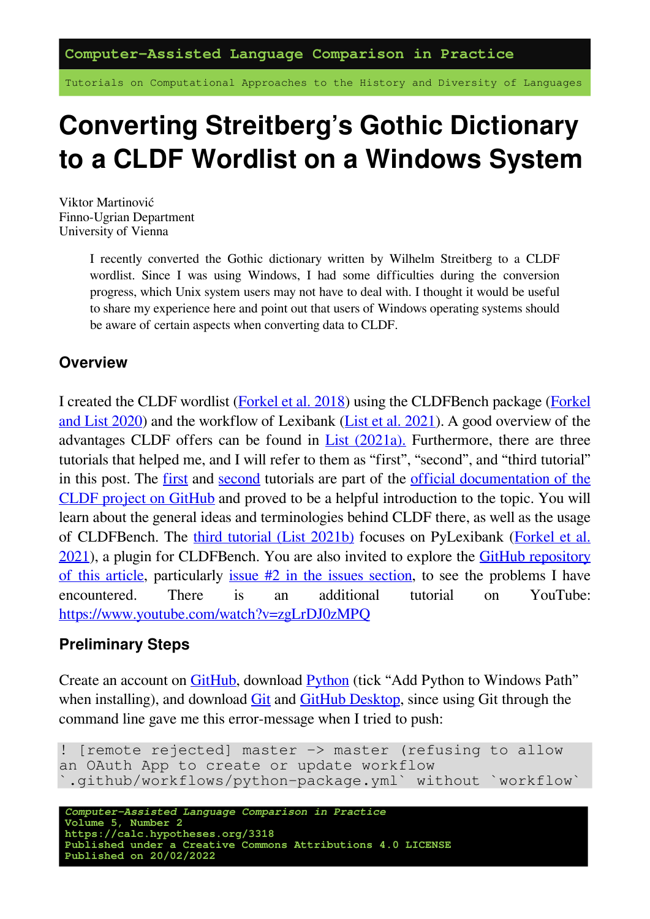Computer-Assisted Language Comparison in Practice

Tutorials on Computational Approaches to the History and Diversity of Languages

# Converting Streitberg's Gothic Dictionary to a CLDF Wordlist on a Windows System

Viktor Martinović
Finno-Ugrian Department
University of Vienna

> I recently converted the Gothic dictionary written by Wilhelm Streitberg to a CLDF wordlist. Since I was using Windows, I had some difficulties during the conversion progress, which Unix system users may not have to deal with. I thought it would be useful to share my experience here and point out that users of Windows operating systems should be aware of certain aspects when converting data to CLDF.

## Overview

I created the CLDF wordlist (Forkel et al. 2018) using the CLDFBench package (Forkel and List 2020) and the workflow of Lexibank (List et al. 2021). A good overview of the advantages CLDF offers can be found in List (2021a). Furthermore, there are three tutorials that helped me, and I will refer to them as "first", "second", and "third tutorial" in this post. The first and second tutorials are part of the official documentation of the CLDF project on GitHub and proved to be a helpful introduction to the topic. You will learn about the general ideas and terminologies behind CLDF there, as well as the usage of CLDFBench. The third tutorial (List 2021b) focuses on PyLexibank (Forkel et al. 2021), a plugin for CLDFBench. You are also invited to explore the GitHub repository of this article, particularly issue #2 in the issues section, to see the problems I have encountered. There is an additional tutorial on YouTube: https://www.youtube.com/watch?v=zgLrDJ0zMPQ

## Preliminary Steps

Create an account on GitHub, download Python (tick "Add Python to Windows Path" when installing), and download Git and GitHub Desktop, since using Git through the command line gave me this error-message when I tried to push:

```
! [remote rejected] master -> master (refusing to allow
an OAuth App to create or update workflow
`.github/workflows/python-package.yml` without `workflow`
```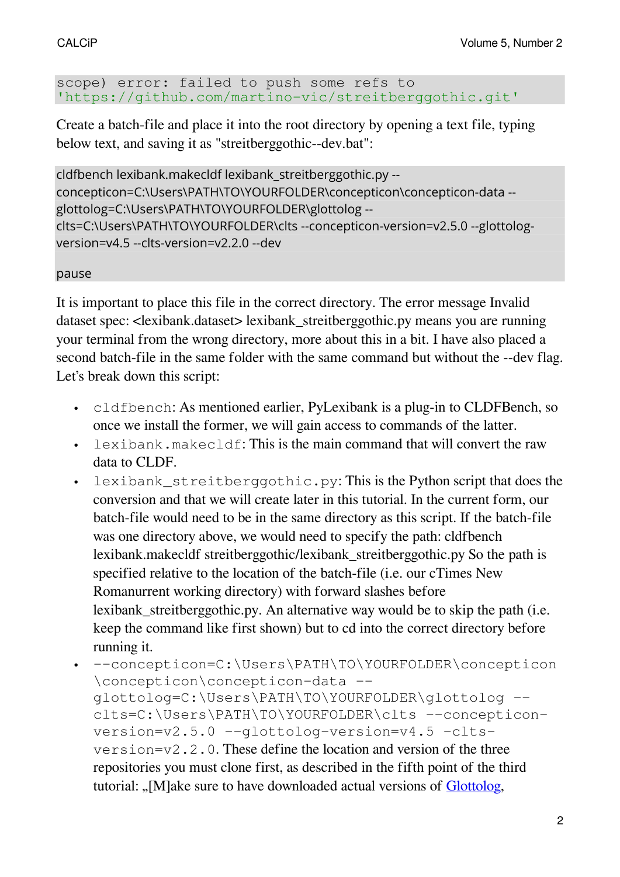```
scope) error: failed to push some refs to
'https://github.com/martino-vic/streitberggothic.git'
```

Create a batch-file and place it into the root directory by opening a text file, typing below text, and saving it as "streitberggothic--dev.bat":

```
cldfbench lexibank.makecldf lexibank_streitberggothic.py --
concepticon=C:\Users\PATH\TO\YOURFOLDER\concepticon\concepticon-data --
glottolog=C:\Users\PATH\TO\YOURFOLDER\glottolog --
clts=C:\Users\PATH\TO\YOURFOLDER\clts --concepticon-version=v2.5.0 --glottolog-
version=v4.5 --clts-version=v2.2.0 --dev

pause
```

It is important to place this file in the correct directory. The error message Invalid dataset spec: <lexibank.dataset> lexibank_streitberggothic.py means you are running your terminal from the wrong directory, more about this in a bit. I have also placed a second batch-file in the same folder with the same command but without the --dev flag. Let's break down this script:

- `cldfbench`: As mentioned earlier, PyLexibank is a plug-in to CLDFBench, so once we install the former, we will gain access to commands of the latter.
- `lexibank.makecldf`: This is the main command that will convert the raw data to CLDF.
- `lexibank_streitberggothic.py`: This is the Python script that does the conversion and that we will create later in this tutorial. In the current form, our batch-file would need to be in the same directory as this script. If the batch-file was one directory above, we would need to specify the path: cldfbench lexibank.makecldf streitberggothic/lexibank_streitberggothic.py So the path is specified relative to the location of the batch-file (i.e. our cTimes New Romanurrent working directory) with forward slashes before lexibank_streitberggothic.py. An alternative way would be to skip the path (i.e. keep the command like first shown) but to cd into the correct directory before running it.
- `--concepticon=C:\Users\PATH\TO\YOURFOLDER\concepticon\concepticon\concepticon-data --glottolog=C:\Users\PATH\TO\YOURFOLDER\glottolog --clts=C:\Users\PATH\TO\YOURFOLDER\clts --concepticon-version=v2.5.0 --glottolog-version=v4.5 -clts-version=v2.2.0`. These define the location and version of the three repositories you must clone first, as described in the fifth point of the third tutorial: „[M]ake sure to have downloaded actual versions of Glottolog,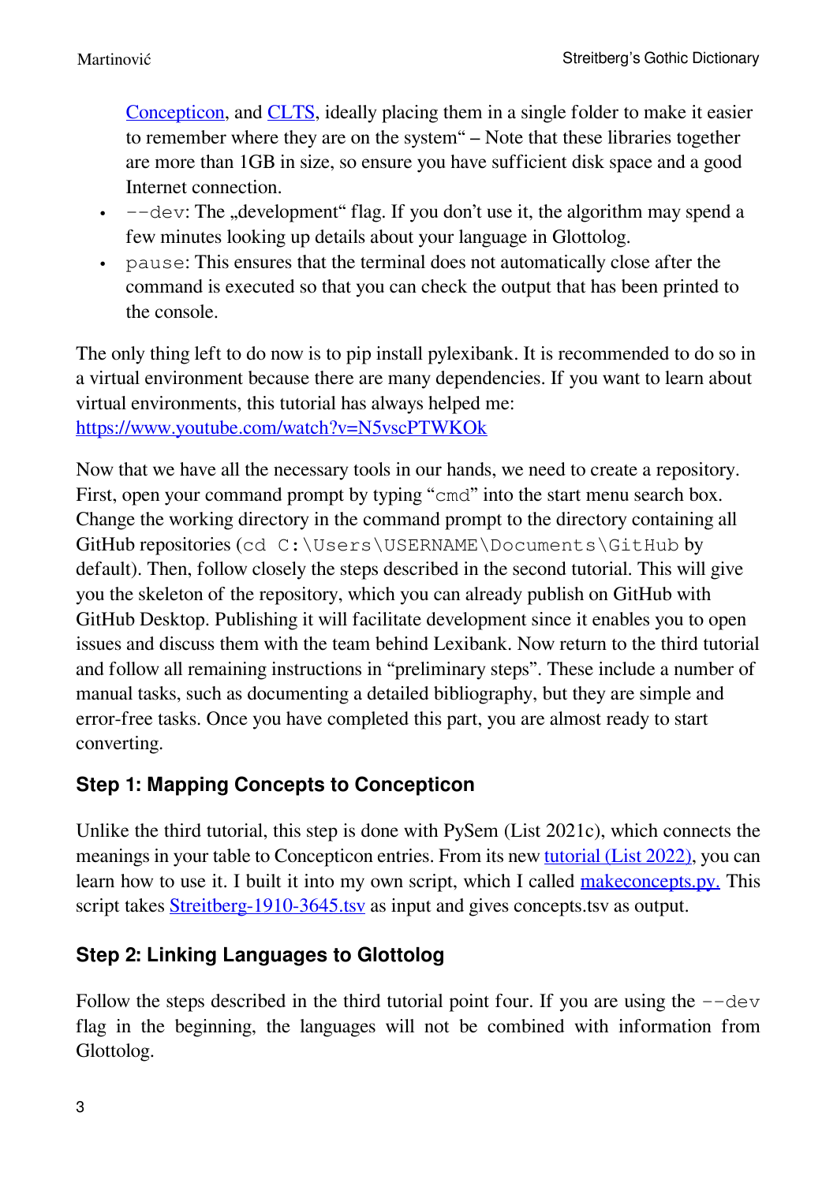Concepticon, and CLTS, ideally placing them in a single folder to make it easier to remember where they are on the system" – Note that these libraries together are more than 1GB in size, so ensure you have sufficient disk space and a good Internet connection.

- `--dev`: The „development" flag. If you don't use it, the algorithm may spend a few minutes looking up details about your language in Glottolog.
- `pause`: This ensures that the terminal does not automatically close after the command is executed so that you can check the output that has been printed to the console.

The only thing left to do now is to pip install pylexibank. It is recommended to do so in a virtual environment because there are many dependencies. If you want to learn about virtual environments, this tutorial has always helped me: https://www.youtube.com/watch?v=N5vscPTWKOk

Now that we have all the necessary tools in our hands, we need to create a repository. First, open your command prompt by typing "`cmd`" into the start menu search box. Change the working directory in the command prompt to the directory containing all GitHub repositories (`cd C:\Users\USERNAME\Documents\GitHub` by default). Then, follow closely the steps described in the second tutorial. This will give you the skeleton of the repository, which you can already publish on GitHub with GitHub Desktop. Publishing it will facilitate development since it enables you to open issues and discuss them with the team behind Lexibank. Now return to the third tutorial and follow all remaining instructions in "preliminary steps". These include a number of manual tasks, such as documenting a detailed bibliography, but they are simple and error-free tasks. Once you have completed this part, you are almost ready to start converting.

## Step 1: Mapping Concepts to Concepticon

Unlike the third tutorial, this step is done with PySem (List 2021c), which connects the meanings in your table to Concepticon entries. From its new tutorial (List 2022), you can learn how to use it. I built it into my own script, which I called makeconcepts.py. This script takes Streitberg-1910-3645.tsv as input and gives concepts.tsv as output.

## Step 2: Linking Languages to Glottolog

Follow the steps described in the third tutorial point four. If you are using the `--dev` flag in the beginning, the languages will not be combined with information from Glottolog.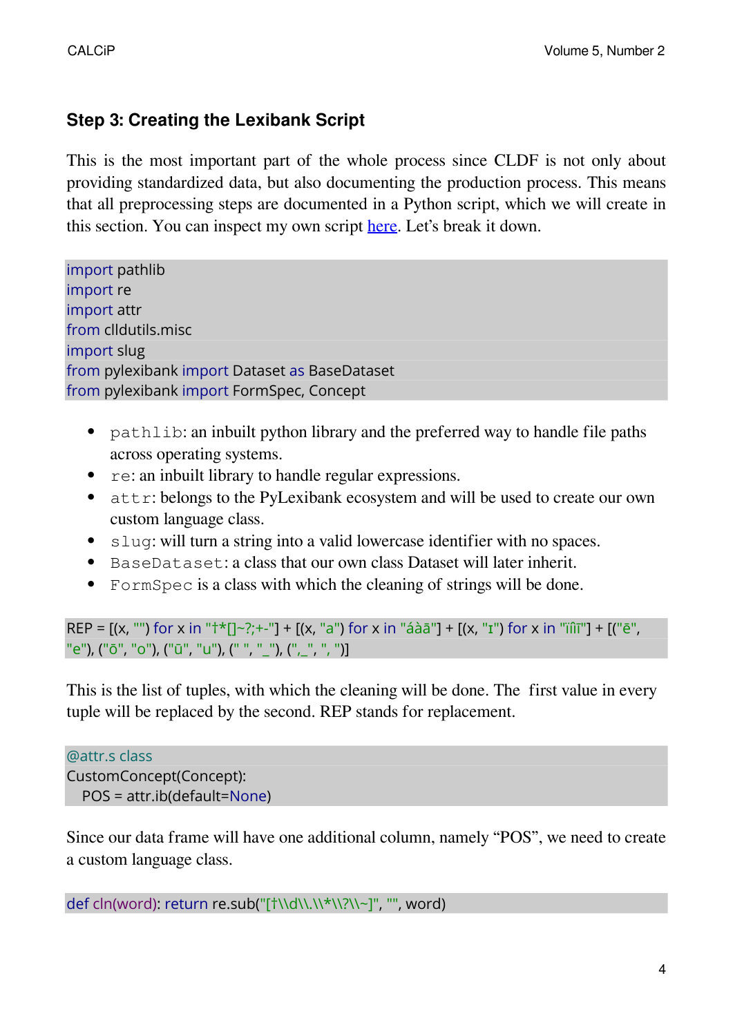### Step 3: Creating the Lexibank Script

This is the most important part of the whole process since CLDF is not only about providing standardized data, but also documenting the production process. This means that all preprocessing steps are documented in a Python script, which we will create in this section. You can inspect my own script here. Let's break it down.

```
import pathlib
import re
import attr
from clldutils.misc
import slug
from pylexibank import Dataset as BaseDataset
from pylexibank import FormSpec, Concept
```

- `pathlib`: an inbuilt python library and the preferred way to handle file paths across operating systems.
- `re`: an inbuilt library to handle regular expressions.
- `attr`: belongs to the PyLexibank ecosystem and will be used to create our own custom language class.
- `slug`: will turn a string into a valid lowercase identifier with no spaces.
- `BaseDataset`: a class that our own class Dataset will later inherit.
- `FormSpec` is a class with which the cleaning of strings will be done.

```
REP = [(x, "") for x in "†*[]~?;+-"] + [(x, "a") for x in "áàā"] + [(x, "ɪ") for x in "ïîī"] + [("ē", "e"), ("ō", "o"), ("ū", "u"), (" ", "_"), (",_", ", ")]
```

This is the list of tuples, with which the cleaning will be done. The first value in every tuple will be replaced by the second. REP stands for replacement.

```
@attr.s class
CustomConcept(Concept):
  POS = attr.ib(default=None)
```

Since our data frame will have one additional column, namely "POS", we need to create a custom language class.

```
def cln(word): return re.sub("[†\\d\\.\\*\\?\\~]", "", word)
```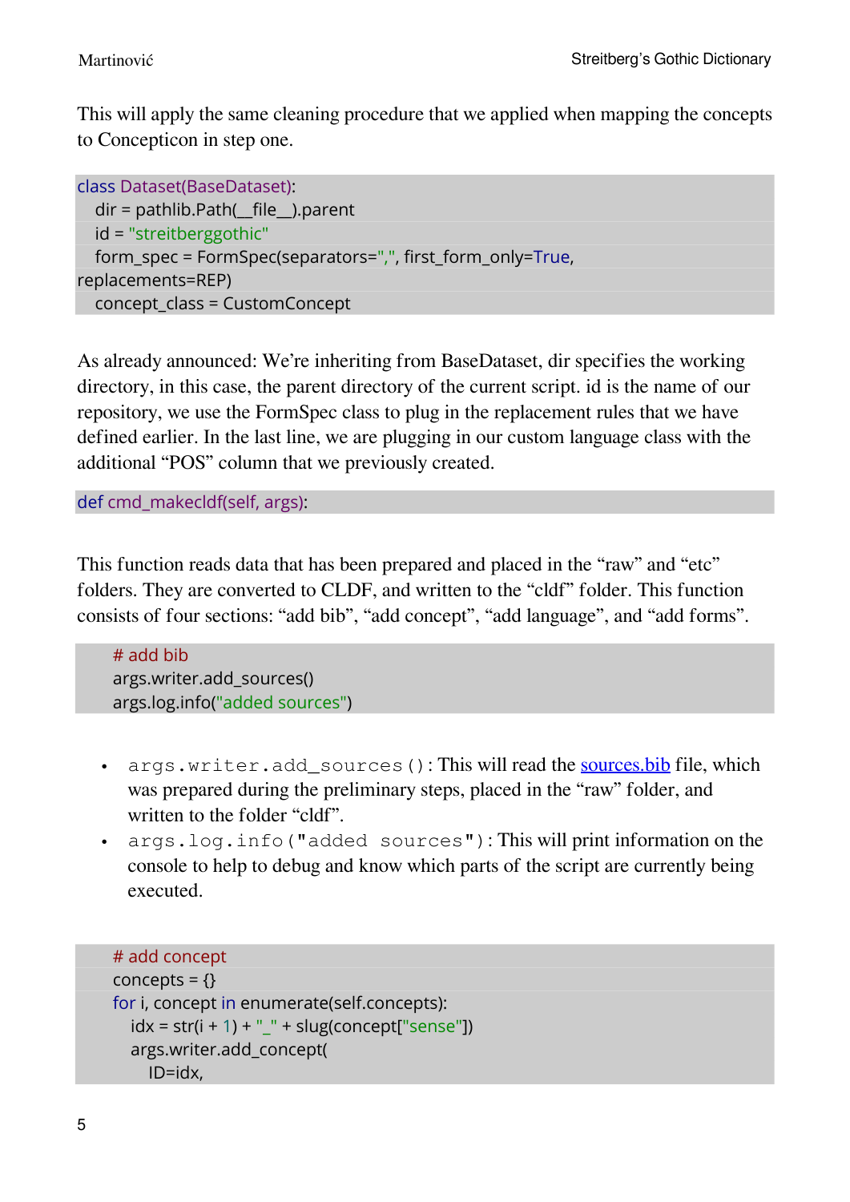This will apply the same cleaning procedure that we applied when mapping the concepts to Concepticon in step one.

```
class Dataset(BaseDataset):
    dir = pathlib.Path(__file__).parent
    id = "streitberggothic"
    form_spec = FormSpec(separators=",", first_form_only=True,
replacements=REP)
    concept_class = CustomConcept
```

As already announced: We're inheriting from BaseDataset, dir specifies the working directory, in this case, the parent directory of the current script. id is the name of our repository, we use the FormSpec class to plug in the replacement rules that we have defined earlier. In the last line, we are plugging in our custom language class with the additional "POS" column that we previously created.

```
def cmd_makecldf(self, args):
```

This function reads data that has been prepared and placed in the "raw" and "etc" folders. They are converted to CLDF, and written to the "cldf" folder. This function consists of four sections: "add bib", "add concept", "add language", and "add forms".

```
        # add bib
        args.writer.add_sources()
        args.log.info("added sources")
```

- `args.writer.add_sources()`: This will read the sources.bib file, which was prepared during the preliminary steps, placed in the "raw" folder, and written to the folder "cldf".
- `args.log.info("added sources")`: This will print information on the console to help to debug and know which parts of the script are currently being executed.

```
        # add concept
        concepts = {}
        for i, concept in enumerate(self.concepts):
            idx = str(i + 1) + "_" + slug(concept["sense"])
            args.writer.add_concept(
                ID=idx,
```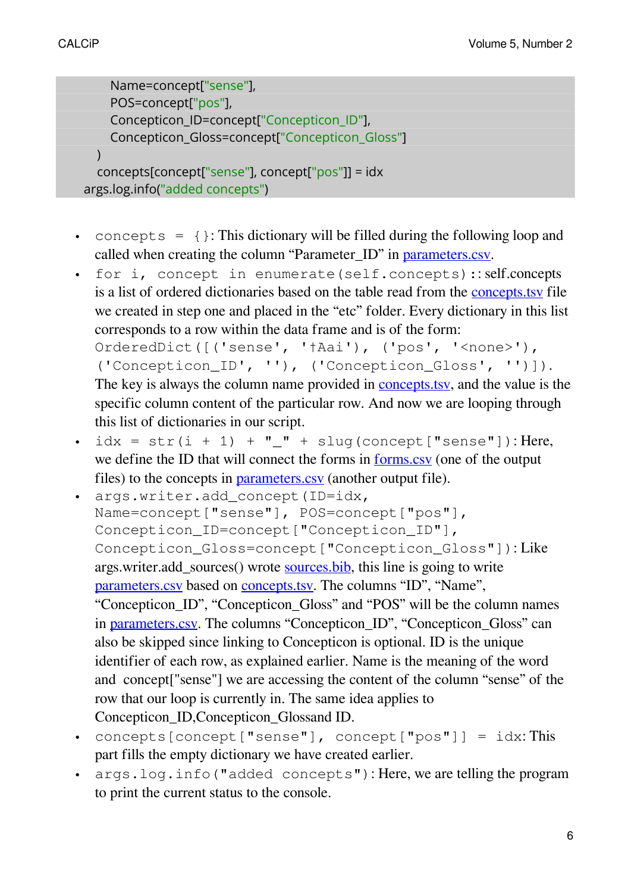```
        Name=concept["sense"],
        POS=concept["pos"],
        Concepticon_ID=concept["Concepticon_ID"],
        Concepticon_Gloss=concept["Concepticon_Gloss"]
    )
    concepts[concept["sense"], concept["pos"]] = idx
args.log.info("added concepts")
```

- `concepts = {}`: This dictionary will be filled during the following loop and called when creating the column "Parameter_ID" in parameters.csv.
- `for i, concept in enumerate(self.concepts):`: self.concepts is a list of ordered dictionaries based on the table read from the concepts.tsv file we created in step one and placed in the "etc" folder. Every dictionary in this list corresponds to a row within the data frame and is of the form: `OrderedDict([('sense', '†Aai'), ('pos', '<none>'), ('Concepticon_ID', ''), ('Concepticon_Gloss', '')])`. The key is always the column name provided in concepts.tsv, and the value is the specific column content of the particular row. And now we are looping through this list of dictionaries in our script.
- `idx = str(i + 1) + "_" + slug(concept["sense"])`: Here, we define the ID that will connect the forms in forms.csv (one of the output files) to the concepts in parameters.csv (another output file).
- `args.writer.add_concept(ID=idx, Name=concept["sense"], POS=concept["pos"], Concepticon_ID=concept["Concepticon_ID"], Concepticon_Gloss=concept["Concepticon_Gloss"])`: Like args.writer.add_sources() wrote sources.bib, this line is going to write parameters.csv based on concepts.tsv. The columns "ID", "Name", "Concepticon_ID", "Concepticon_Gloss" and "POS" will be the column names in parameters.csv. The columns "Concepticon_ID", "Concepticon_Gloss" can also be skipped since linking to Concepticon is optional. ID is the unique identifier of each row, as explained earlier. Name is the meaning of the word and concept["sense"] we are accessing the content of the column "sense" of the row that our loop is currently in. The same idea applies to Concepticon_ID,Concepticon_Glossand ID.
- `concepts[concept["sense"], concept["pos"]] = idx`: This part fills the empty dictionary we have created earlier.
- `args.log.info("added concepts")`: Here, we are telling the program to print the current status to the console.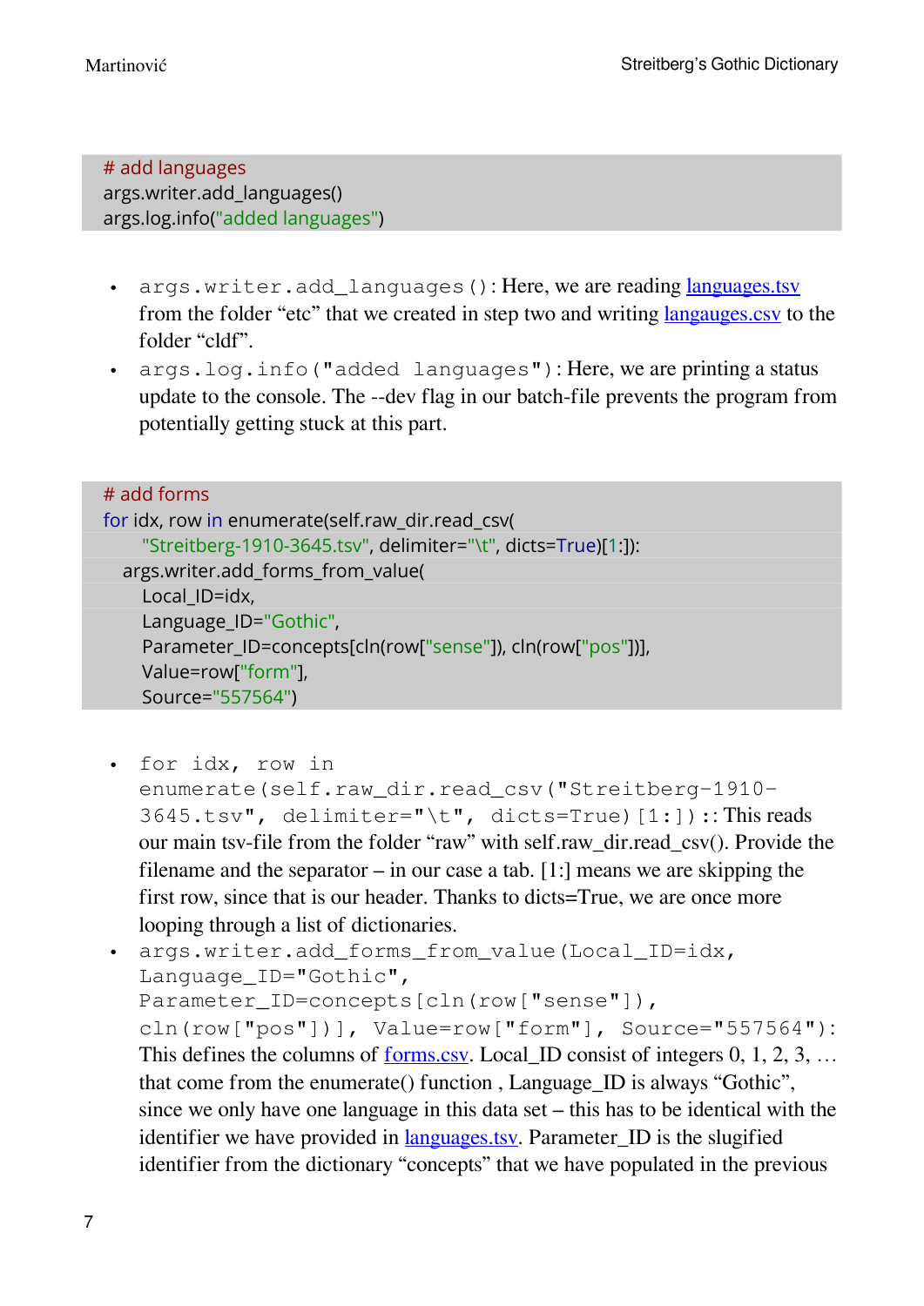```
# add languages
args.writer.add_languages()
args.log.info("added languages")
```

- `args.writer.add_languages()`: Here, we are reading [languages.tsv](languages.tsv) from the folder "etc" that we created in step two and writing [langauges.csv](langauges.csv) to the folder "cldf".
- `args.log.info("added languages")`: Here, we are printing a status update to the console. The --dev flag in our batch-file prevents the program from potentially getting stuck at this part.

```
# add forms
for idx, row in enumerate(self.raw_dir.read_csv(
        "Streitberg-1910-3645.tsv", delimiter="\t", dicts=True)[1:]):
    args.writer.add_forms_from_value(
        Local_ID=idx,
        Language_ID="Gothic",
        Parameter_ID=concepts[cln(row["sense"]), cln(row["pos"])],
        Value=row["form"],
        Source="557564")
```

- `for idx, row in enumerate(self.raw_dir.read_csv("Streitberg-1910-3645.tsv", delimiter="\t", dicts=True)[1:])`: This reads our main tsv-file from the folder "raw" with self.raw_dir.read_csv(). Provide the filename and the separator – in our case a tab. [1:] means we are skipping the first row, since that is our header. Thanks to dicts=True, we are once more looping through a list of dictionaries.
- `args.writer.add_forms_from_value(Local_ID=idx, Language_ID="Gothic", Parameter_ID=concepts[cln(row["sense"]), cln(row["pos"])], Value=row["form"], Source="557564")`: This defines the columns of [forms.csv](forms.csv). Local_ID consist of integers 0, 1, 2, 3, … that come from the enumerate() function , Language_ID is always "Gothic", since we only have one language in this data set – this has to be identical with the identifier we have provided in [languages.tsv](languages.tsv). Parameter_ID is the slugified identifier from the dictionary "concepts" that we have populated in the previous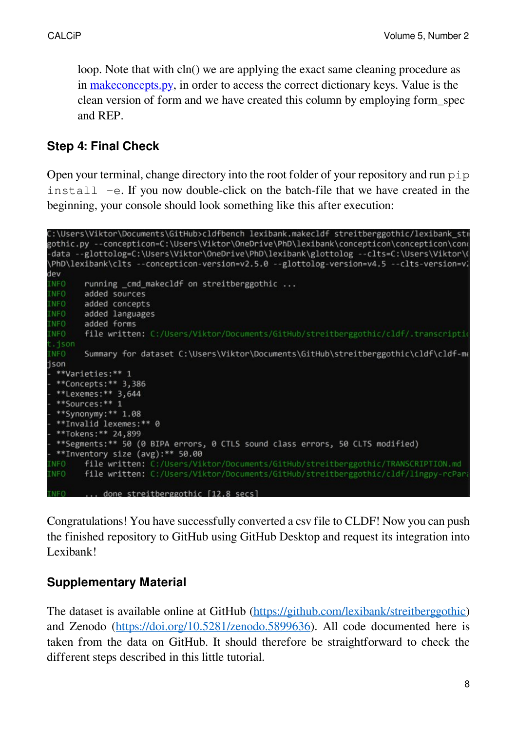loop. Note that with cln() we are applying the exact same cleaning procedure as in [makeconcepts.py](makeconcepts.py), in order to access the correct dictionary keys. Value is the clean version of form and we have created this column by employing form_spec and REP.

## Step 4: Final Check

Open your terminal, change directory into the root folder of your repository and run `pip install -e`. If you now double-click on the batch-file that we have created in the beginning, your console should look something like this after execution:

```
C:\Users\Viktor\Documents\GitHub>cldfbench lexibank.makecldf streitberggothic/lexibank_str
gothic.py --concepticon=C:\Users\Viktor\OneDrive\PhD\lexibank\concepticon\concepticon\conc
-data --glottolog=C:\Users\Viktor\OneDrive\PhD\lexibank\glottolog --clts=C:\Users\Viktor\(
\PhD\lexibank\clts --concepticon-version=v2.5.0 --glottolog-version=v4.5 --clts-version=v:
dev
INFO    running _cmd_makecldf on streitberggothic ...
INFO    added sources
INFO    added concepts
INFO    added languages
INFO    added forms
INFO    file written: C:/Users/Viktor/Documents/GitHub/streitberggothic/cldf/.transcriptic
t.json
INFO    Summary for dataset C:\Users\Viktor\Documents\GitHub\streitberggothic\cldf\cldf-me
json
- **Varieties:** 1
- **Concepts:** 3,386
- **Lexemes:** 3,644
- **Sources:** 1
- **Synonymy:** 1.08
- **Invalid lexemes:** 0
- **Tokens:** 24,899
- **Segments:** 50 (0 BIPA errors, 0 CTLS sound class errors, 50 CLTS modified)
- **Inventory size (avg):** 50.00
INFO    file written: C:/Users/Viktor/Documents/GitHub/streitberggothic/TRANSCRIPTION.md
INFO    file written: C:/Users/Viktor/Documents/GitHub/streitberggothic/cldf/lingpy-rcPara

INFO    ... done streitberggothic [12.8 secs]
```

Congratulations! You have successfully converted a csv file to CLDF! Now you can push the finished repository to GitHub using GitHub Desktop and request its integration into Lexibank!

## Supplementary Material

The dataset is available online at GitHub (https://github.com/lexibank/streitberggothic) and Zenodo (https://doi.org/10.5281/zenodo.5899636). All code documented here is taken from the data on GitHub. It should therefore be straightforward to check the different steps described in this little tutorial.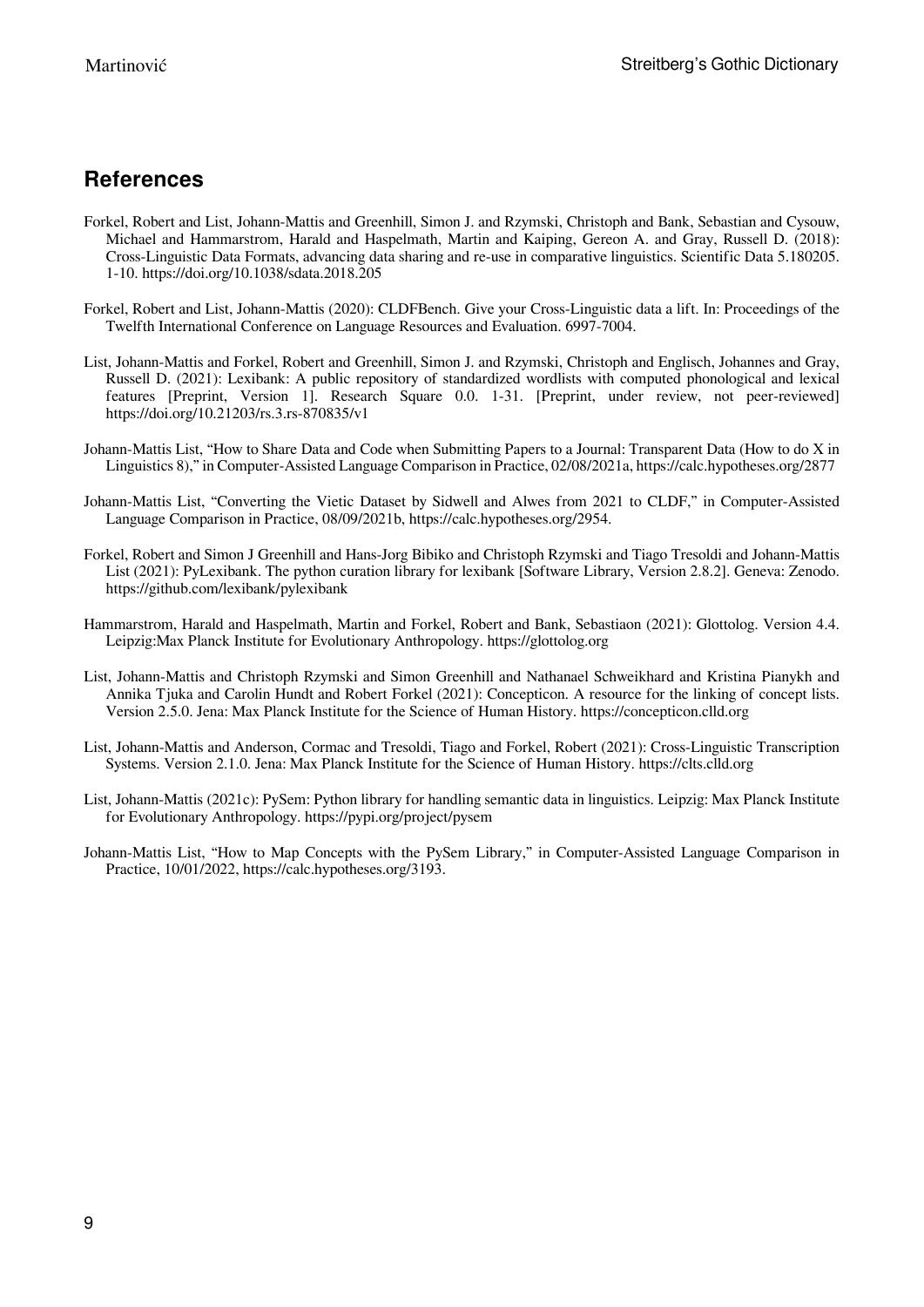## References

Forkel, Robert and List, Johann-Mattis and Greenhill, Simon J. and Rzymski, Christoph and Bank, Sebastian and Cysouw, Michael and Hammarstrom, Harald and Haspelmath, Martin and Kaiping, Gereon A. and Gray, Russell D. (2018): Cross-Linguistic Data Formats, advancing data sharing and re-use in comparative linguistics. Scientific Data 5.180205. 1-10. https://doi.org/10.1038/sdata.2018.205

Forkel, Robert and List, Johann-Mattis (2020): CLDFBench. Give your Cross-Linguistic data a lift. In: Proceedings of the Twelfth International Conference on Language Resources and Evaluation. 6997-7004.

List, Johann-Mattis and Forkel, Robert and Greenhill, Simon J. and Rzymski, Christoph and Englisch, Johannes and Gray, Russell D. (2021): Lexibank: A public repository of standardized wordlists with computed phonological and lexical features [Preprint, Version 1]. Research Square 0.0. 1-31. [Preprint, under review, not peer-reviewed] https://doi.org/10.21203/rs.3.rs-870835/v1

Johann-Mattis List, "How to Share Data and Code when Submitting Papers to a Journal: Transparent Data (How to do X in Linguistics 8)," in Computer-Assisted Language Comparison in Practice, 02/08/2021a, https://calc.hypotheses.org/2877

Johann-Mattis List, "Converting the Vietic Dataset by Sidwell and Alwes from 2021 to CLDF," in Computer-Assisted Language Comparison in Practice, 08/09/2021b, https://calc.hypotheses.org/2954.

Forkel, Robert and Simon J Greenhill and Hans-Jorg Bibiko and Christoph Rzymski and Tiago Tresoldi and Johann-Mattis List (2021): PyLexibank. The python curation library for lexibank [Software Library, Version 2.8.2]. Geneva: Zenodo. https://github.com/lexibank/pylexibank

Hammarstrom, Harald and Haspelmath, Martin and Forkel, Robert and Bank, Sebastiaon (2021): Glottolog. Version 4.4. Leipzig:Max Planck Institute for Evolutionary Anthropology. https://glottolog.org

List, Johann-Mattis and Christoph Rzymski and Simon Greenhill and Nathanael Schweikhard and Kristina Pianykh and Annika Tjuka and Carolin Hundt and Robert Forkel (2021): Concepticon. A resource for the linking of concept lists. Version 2.5.0. Jena: Max Planck Institute for the Science of Human History. https://concepticon.clld.org

List, Johann-Mattis and Anderson, Cormac and Tresoldi, Tiago and Forkel, Robert (2021): Cross-Linguistic Transcription Systems. Version 2.1.0. Jena: Max Planck Institute for the Science of Human History. https://clts.clld.org

List, Johann-Mattis (2021c): PySem: Python library for handling semantic data in linguistics. Leipzig: Max Planck Institute for Evolutionary Anthropology. https://pypi.org/project/pysem

Johann-Mattis List, "How to Map Concepts with the PySem Library," in Computer-Assisted Language Comparison in Practice, 10/01/2022, https://calc.hypotheses.org/3193.